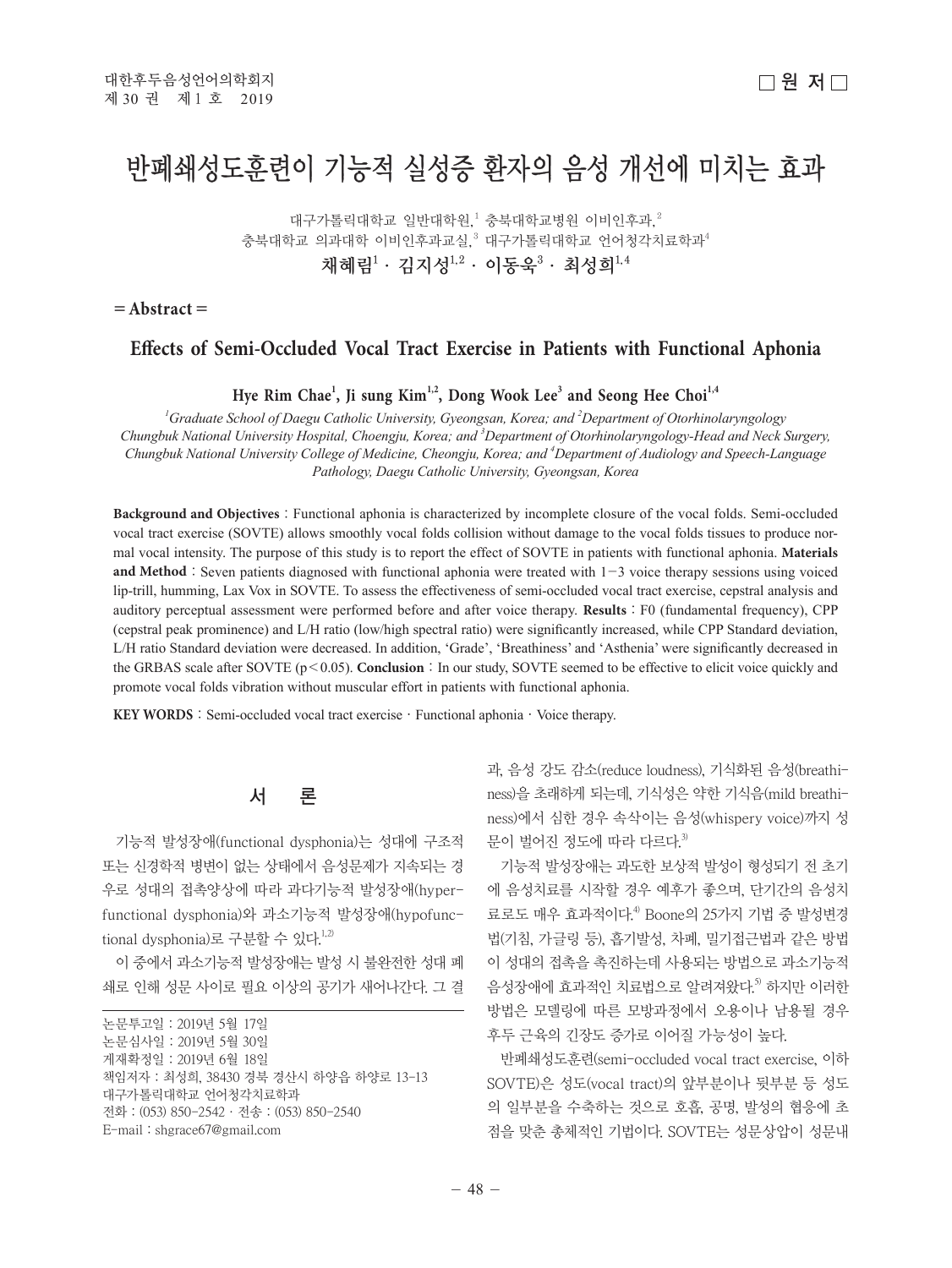□ 원 저 □

# 반폐쇄성도훈련이 기능적 실성증 환자의 음성 개선에 미치는 효과

대구가톨릭대학교 일반대학원,[1] 충북대학교병원 이비인후과,[2]
충북대학교 의과대학 이비인후과교실,[3] 대구가톨릭대학교 언어청각치료학과[4]

**채혜림[1] · 김지성[1,2] · 이동욱[3] · 최성희[1,4]**

**= Abstract =**

## Effects of Semi-Occluded Vocal Tract Exercise in Patients with Functional Aphonia

**Hye Rim Chae[1], Ji sung Kim[1,2], Dong Wook Lee[3] and Seong Hee Choi[1,4]**

*[1]Graduate School of Daegu Catholic University, Gyeongsan, Korea; and [2]Department of Otorhinolaryngology Chungbuk National University Hospital, Choengju, Korea; and [3]Department of Otorhinolaryngology-Head and Neck Surgery, Chungbuk National University College of Medicine, Cheongju, Korea; and [4]Department of Audiology and Speech-Language Pathology, Daegu Catholic University, Gyeongsan, Korea*

**Background and Objectives** : Functional aphonia is characterized by incomplete closure of the vocal folds. Semi-occluded vocal tract exercise (SOVTE) allows smoothly vocal folds collision without damage to the vocal folds tissues to produce normal vocal intensity. The purpose of this study is to report the effect of SOVTE in patients with functional aphonia. **Materials and Method** : Seven patients diagnosed with functional aphonia were treated with 1−3 voice therapy sessions using voiced lip-trill, humming, Lax Vox in SOVTE. To assess the effectiveness of semi-occluded vocal tract exercise, cepstral analysis and auditory perceptual assessment were performed before and after voice therapy. **Results** : F0 (fundamental frequency), CPP (cepstral peak prominence) and L/H ratio (low/high spectral ratio) were significantly increased, while CPP Standard deviation, L/H ratio Standard deviation were decreased. In addition, 'Grade', 'Breathiness' and 'Asthenia' were significantly decreased in the GRBAS scale after SOVTE ($p < 0.05$). **Conclusion** : In our study, SOVTE seemed to be effective to elicit voice quickly and promote vocal folds vibration without muscular effort in patients with functional aphonia.

**KEY WORDS** : Semi-occluded vocal tract exercise · Functional aphonia · Voice therapy.

## 서 론

기능적 발성장애(functional dysphonia)는 성대에 구조적 또는 신경학적 병변이 없는 상태에서 음성문제가 지속되는 경우로 성대의 접촉양상에 따라 과다기능적 발성장애(hyperfunctional dysphonia)와 과소기능적 발성장애(hypofunctional dysphonia)로 구분할 수 있다.[1,2]

이 중에서 과소기능적 발성장애는 발성 시 불완전한 성대 폐쇄로 인해 성문 사이로 필요 이상의 공기가 새어나간다. 그 결과, 음성 강도 감소(reduce loudness), 기식화된 음성(breathiness)을 초래하게 되는데, 기식성은 약한 기식음(mild breathiness)에서 심한 경우 속삭이는 음성(whispery voice)까지 성문이 벌어진 정도에 따라 다르다.[3]

기능적 발성장애는 과도한 보상적 발성이 형성되기 전 초기에 음성치료를 시작할 경우 예후가 좋으며, 단기간의 음성치료로도 매우 효과적이다.[4] Boone의 25가지 기법 중 발성변경법(기침, 가글링 등), 흡기발성, 차폐, 밀기접근법과 같은 방법이 성대의 접촉을 촉진하는데 사용되는 방법으로 과소기능적 음성장애에 효과적인 치료법으로 알려져왔다.[5] 하지만 이러한 방법은 모델링에 따른 모방과정에서 오용이나 남용될 경우 후두 근육의 긴장도 증가로 이어질 가능성이 높다.

반폐쇄성도훈련(semi-occluded vocal tract exercise, 이하 SOVTE)은 성도(vocal tract)의 앞부분이나 뒷부분 등 성도의 일부분을 수축하는 것으로 호흡, 공명, 발성의 협응에 초점을 맞춘 총체적인 기법이다. SOVTE는 성문상압이 성문내

---

논문투고일 : 2019년 5월 17일
논문심사일 : 2019년 5월 30일
게재확정일 : 2019년 6월 18일
책임저자 : 최성희, 38430 경북 경산시 하양읍 하양로 13-13
대구가톨릭대학교 언어청각치료학과
전화 : (053) 850-2542 · 전송 : (053) 850-2540
E-mail : shgrace67@gmail.com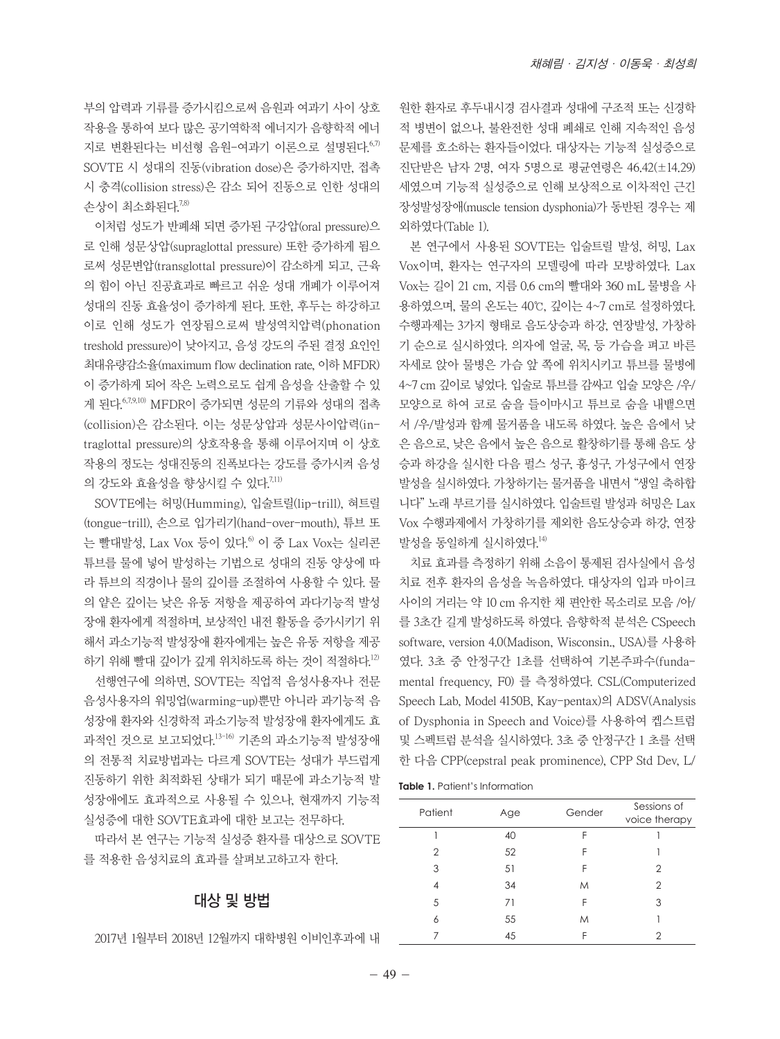부의 압력과 기류를 증가시킴으로써 음원과 여과기 사이 상호작용을 통하여 보다 많은 공기역학적 에너지가 음향학적 에너지로 변환된다는 비선형 음원-여과기 이론으로 설명된다.[6,7] SOVTE 시 성대의 진동(vibration dose)은 증가하지만, 접촉 시 충격(collision stress)은 감소 되어 진동으로 인한 성대의 손상이 최소화된다.[7,8]

이처럼 성도가 반폐쇄 되면 증가된 구강압(oral pressure)으로 인해 성문상압(supraglottal pressure) 또한 증가하게 됨으로써 성문변압(transglottal pressure)이 감소하게 되고, 근육의 힘이 아닌 진공효과로 빠르고 쉬운 성대 개폐가 이루어져 성대의 진동 효율성이 증가하게 된다. 또한, 후두는 하강하고 이로 인해 성도가 연장됨으로써 발성역치압력(phonation treshold pressure)이 낮아지고, 음성 강도의 주된 결정 요인인 최대유량감소율(maximum flow declination rate, 이하 MFDR)이 증가하게 되어 작은 노력으로도 쉽게 음성을 산출할 수 있게 된다.[6,7,9,10] MFDR이 증가되면 성문의 기류와 성대의 접촉(collision)은 감소된다. 이는 성문상압과 성문사이압력(intraglottal pressure)의 상호작용을 통해 이루어지며 이 상호작용의 정도는 성대진동의 진폭보다는 강도를 증가시켜 음성의 강도와 효율성을 향상시킬 수 있다.[7,11]

SOVTE에는 허밍(Humming), 입술트릴(lip-trill), 혀트릴(tongue-trill), 손으로 입가리기(hand-over-mouth), 튜브 또는 빨대발성, Lax Vox 등이 있다.[6] 이 중 Lax Vox는 실리콘 튜브를 물에 넣어 발성하는 기법으로 성대의 진동 양상에 따라 튜브의 직경이나 물의 깊이를 조절하여 사용할 수 있다. 물의 얕은 깊이는 낮은 유동 저항을 제공하여 과다기능적 발성장애 환자에게 적절하며, 보상적인 내전 활동을 증가시키기 위해서 과소기능적 발성장애 환자에게는 높은 유동 저항을 제공하기 위해 빨대 깊이가 깊게 위치하도록 하는 것이 적절하다.[12]

선행연구에 의하면, SOVTE는 직업적 음성사용자나 전문 음성사용자의 워밍업(warming-up)뿐만 아니라 과기능적 음성장애 환자와 신경학적 과소기능적 발성장애 환자에게도 효과적인 것으로 보고되었다.[13-16] 기존의 과소기능적 발성장애의 전통적 치료방법과는 다르게 SOVTE는 성대가 부드럽게 진동하기 위한 최적화된 상태가 되기 때문에 과소기능적 발성장애에도 효과적으로 사용될 수 있으나, 현재까지 기능적 실성증에 대한 SOVTE효과에 대한 보고는 전무하다.

따라서 본 연구는 기능적 실성증 환자를 대상으로 SOVTE를 적용한 음성치료의 효과를 살펴보고자 한다.

## 대상 및 방법

2017년 1월부터 2018년 12월까지 대학병원 이비인후과에 내원한 환자로 후두내시경 검사결과 성대에 구조적 또는 신경학적 병변이 없으나, 불완전한 성대 폐쇄로 인해 지속적인 음성 문제를 호소하는 환자들이었다. 대상자는 기능적 실성증으로 진단받은 남자 2명, 여자 5명으로 평균연령은 46.42(±14.29)세였으며 기능적 실성증으로 인해 보상적으로 이차적인 근긴장성발성장애(muscle tension dysphonia)가 동반된 경우는 제외하였다(Table 1).

본 연구에서 사용된 SOVTE는 입술트릴 발성, 허밍, Lax Vox이며, 환자는 연구자의 모델링에 따라 모방하였다. Lax Vox는 길이 21 cm, 지름 0.6 cm의 빨대와 360 mL 물병을 사용하였으며, 물의 온도는 40℃, 깊이는 4~7 cm로 설정하였다. 수행과제는 3가지 형태로 음도상승과 하강, 연장발성, 가창하기 순으로 실시하였다. 의자에 얼굴, 목, 등 가슴을 펴고 바른 자세로 앉아 물병은 가슴 앞 쪽에 위치시키고 튜브를 물병에 4~7 cm 깊이로 넣었다. 입술로 튜브를 감싸고 입술 모양은 /우/ 모양으로 하여 코로 숨을 들이마시고 튜브로 숨을 내별으면서 /우/발성과 함께 물거품을 내도록 하였다. 높은 음에서 낮은 음으로, 낮은 음에서 높은 음으로 활창하기를 통해 음도 상승과 하강을 실시한 다음 펄스 성구, 흉성구, 가성구에서 연장발성을 실시하였다. 가창하기는 물거품을 내면서 "생일 축하합니다" 노래 부르기를 실시하였다. 입술트릴 발성과 허밍은 Lax Vox 수행과제에서 가창하기를 제외한 음도상승과 하강, 연장발성을 동일하게 실시하였다.[14]

치료 효과를 측정하기 위해 소음이 통제된 검사실에서 음성치료 전후 환자의 음성을 녹음하였다. 대상자의 입과 마이크 사이의 거리는 약 10 cm 유지한 채 편안한 목소리로 모음 /아/를 3초간 길게 발성하도록 하였다. 음향학적 분석은 CSpeech software, version 4.0(Madison, Wisconsin., USA)를 사용하였다. 3초 중 안정구간 1초를 선택하여 기본주파수(fundamental frequency, F0) 를 측정하였다. CSL(Computerized Speech Lab, Model 4150B, Kay-pentax)의 ADSV(Analysis of Dysphonia in Speech and Voice)를 사용하여 켑스트럼 및 스펙트럼 분석을 실시하였다. 3초 중 안정구간 1 초를 선택한 다음 CPP(cepstral peak prominence), CPP Std Dev, L/

**Table 1.** Patient's Information

| Patient | Age | Gender | Sessions of voice therapy |
|---|---|---|---|
| 1 | 40 | F | 1 |
| 2 | 52 | F | 1 |
| 3 | 51 | F | 2 |
| 4 | 34 | M | 2 |
| 5 | 71 | F | 3 |
| 6 | 55 | M | 1 |
| 7 | 45 | F | 2 |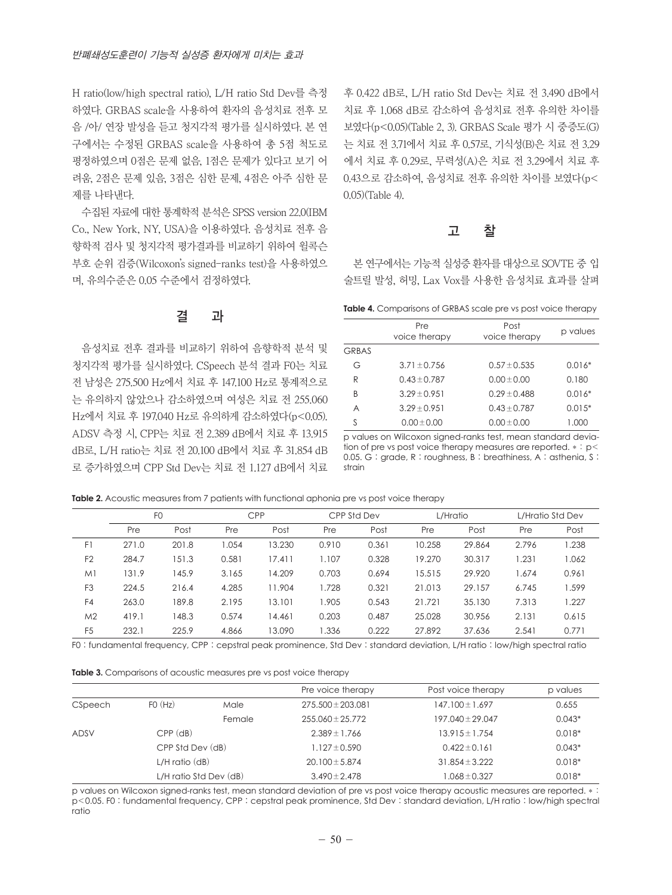H ratio(low/high spectral ratio), L/H ratio Std Dev를 측정하였다. GRBAS scale을 사용하여 환자의 음성치료 전후 모음 /아/ 연장 발성을 듣고 청지각적 평가를 실시하였다. 본 연구에서는 수정된 GRBAS scale을 사용하여 총 5점 척도로 평정하였으며 0점은 문제 없음, 1점은 문제가 있다고 보기 어려움, 2점은 문제 있음, 3점은 심한 문제, 4점은 아주 심한 문제를 나타낸다.

수집된 자료에 대한 통계학적 분석은 SPSS version 22.0(IBM Co., New York, NY, USA)을 이용하였다. 음성치료 전후 음향학적 검사 및 청지각적 평가결과를 비교하기 위하여 윌콕슨 부호 순위 검증(Wilcoxon's signed-ranks test)을 사용하였으며, 유의수준은 0.05 수준에서 검정하였다.

## 결　과

음성치료 전후 결과를 비교하기 위하여 음향학적 분석 및 청지각적 평가를 실시하였다. CSpeech 분석 결과 F0는 치료 전 남성은 275.500 Hz에서 치료 후 147.100 Hz로 통계적으로는 유의하지 않았으나 감소하였으며 여성은 치료 전 255.060 Hz에서 치료 후 197.040 Hz로 유의하게 감소하였다($p<0.05$). ADSV 측정 시, CPP는 치료 전 2.389 dB에서 치료 후 13.915 dB로, L/H ratio는 치료 전 20.100 dB에서 치료 후 31.854 dB로 증가하였으며 CPP Std Dev는 치료 전 1.127 dB에서 치료 후 0.422 dB로, L/H ratio Std Dev는 치료 전 3.490 dB에서 치료 후 1.068 dB로 감소하여 음성치료 전후 유의한 차이를 보였다($p<0.05$)(Table 2, 3). GRBAS Scale 평가 시 중증도(G)는 치료 전 3.71에서 치료 후 0.57로, 기식성(B)은 치료 전 3.29에서 치료 후 0.29로, 무력성(A)은 치료 전 3.29에서 치료 후 0.43으로 감소하여, 음성치료 전후 유의한 차이를 보였다($p<0.05$)(Table 4).

## 고　찰

본 연구에서는 기능적 실성증 환자를 대상으로 SOVTE 중 입술트릴 발성, 허밍, Lax Vox를 사용한 음성치료 효과를 살펴

**Table 4.** Comparisons of GRBAS scale pre vs post voice therapy

| | Pre voice therapy | Post voice therapy | p values |
|---|---|---|---|
| GRBAS | | | |
| G | 3.71±0.756 | 0.57±0.535 | 0.016* |
| R | 0.43±0.787 | 0.00±0.00 | 0.180 |
| B | 3.29±0.951 | 0.29±0.488 | 0.016* |
| A | 3.29±0.951 | 0.43±0.787 | 0.015* |
| S | 0.00±0.00 | 0.00±0.00 | 1.000 |

p values on Wilcoxon signed-ranks test, mean standard deviation of pre vs post voice therapy measures are reported. * : $p<0.05$. G : grade, R : roughness, B : breathiness, A : asthenia, S : strain

**Table 2.** Acoustic measures from 7 patients with functional aphonia pre vs post voice therapy

| | F0 | | CPP | | CPP Std Dev | | L/Hratio | | L/Hratio Std Dev | |
|---|---|---|---|---|---|---|---|---|---|---|
| | Pre | Post | Pre | Post | Pre | Post | Pre | Post | Pre | Post |
| F1 | 271.0 | 201.8 | 1.054 | 13.230 | 0.910 | 0.361 | 10.258 | 29.864 | 2.796 | 1.238 |
| F2 | 284.7 | 151.3 | 0.581 | 17.411 | 1.107 | 0.328 | 19.270 | 30.317 | 1.231 | 1.062 |
| M1 | 131.9 | 145.9 | 3.165 | 14.209 | 0.703 | 0.694 | 15.515 | 29.920 | 1.674 | 0.961 |
| F3 | 224.5 | 216.4 | 4.285 | 11.904 | 1.728 | 0.321 | 21.013 | 29.157 | 6.745 | 1.599 |
| F4 | 263.0 | 189.8 | 2.195 | 13.101 | 1.905 | 0.543 | 21.721 | 35.130 | 7.313 | 1.227 |
| M2 | 419.1 | 148.3 | 0.574 | 14.461 | 0.203 | 0.487 | 25.028 | 30.956 | 2.131 | 0.615 |
| F5 | 232.1 | 225.9 | 4.866 | 13.090 | 1.336 | 0.222 | 27.892 | 37.636 | 2.541 | 0.771 |

F0 : fundamental frequency, CPP : cepstral peak prominence, Std Dev : standard deviation, L/H ratio : low/high spectral ratio

**Table 3.** Comparisons of acoustic measures pre vs post voice therapy

| | | | Pre voice therapy | Post voice therapy | p values |
|---|---|---|---|---|---|
| CSpeech | F0 (Hz) | Male | 275.500±203.081 | 147.100±1.697 | 0.655 |
| | | Female | 255.060±25.772 | 197.040±29.047 | 0.043* |
| ADSV | CPP (dB) | | 2.389±1.766 | 13.915±1.754 | 0.018* |
| | CPP Std Dev (dB) | | 1.127±0.590 | 0.422±0.161 | 0.043* |
| | L/H ratio (dB) | | 20.100±5.874 | 31.854±3.222 | 0.018* |
| | L/H ratio Std Dev (dB) | | 3.490±2.478 | 1.068±0.327 | 0.018* |

p values on Wilcoxon signed-ranks test, mean standard deviation of pre vs post voice therapy acoustic measures are reported. * : $p<0.05$. F0 : fundamental frequency, CPP : cepstral peak prominence, Std Dev : standard deviation, L/H ratio : low/high spectral ratio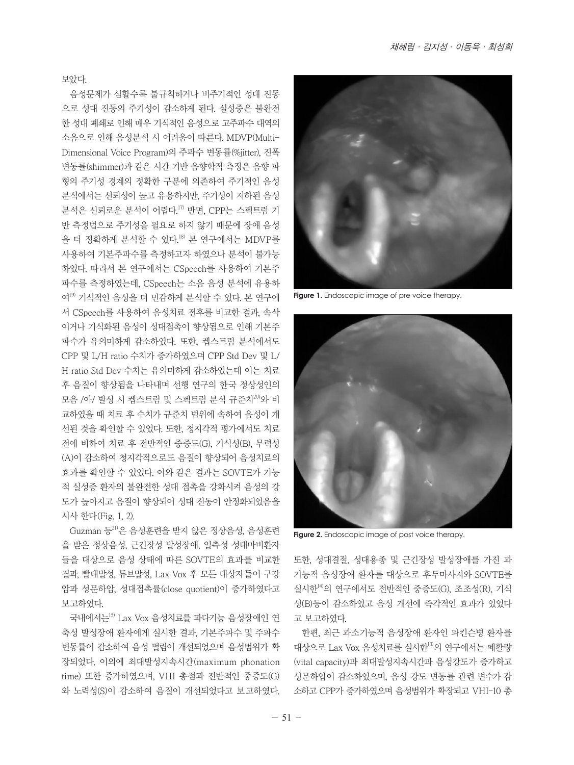보았다.

음성문제가 심할수록 불규칙하거나 비주기적인 성대 진동으로 성대 진동의 주기성이 감소하게 된다. 실성증은 불완전한 성대 폐쇄로 인해 매우 기식적인 음성으로 고주파수 대역의 소음으로 인해 음성분석 시 어려움이 따른다. MDVP(Multi-Dimensional Voice Program)의 주파수 변동률(%jitter), 진폭 변동률(shimmer)과 같은 시간 기반 음향학적 측정은 음향 파형의 주기성 경계의 정확한 구분에 의존하여 주기적인 음성 분석에서는 신뢰성이 높고 유용하지만, 주기성이 저하된 음성 분석은 신뢰로운 분석이 어렵다.[17] 반면, CPP는 스펙트럼 기반 측정법으로 주기성을 필요로 하지 않기 때문에 장애 음성을 더 정확하게 분석할 수 있다.[18] 본 연구에서는 MDVP를 사용하여 기본주파수를 측정하고자 하였으나 분석이 불가능하였다. 따라서 본 연구에서는 CSpeech를 사용하여 기본주파수를 측정하였는데, CSpeech는 소음 음성 분석에 유용하여[19] 기식적인 음성을 더 민감하게 분석할 수 있다. 본 연구에서 CSpeech를 사용하여 음성치료 전후를 비교한 결과, 속삭이거나 기식화된 음성이 성대접촉이 향상됨으로 인해 기본주파수가 유의미하게 감소하였다. 또한, 켑스트럼 분석에서도 CPP 및 L/H ratio 수치가 증가하였으며 CPP Std Dev 및 L/H ratio Std Dev 수치는 유의미하게 감소하였는데 이는 치료 후 음질이 향상됨을 나타내며 선행 연구의 한국 정상성인의 모음 /아/ 발성 시 켑스트럼 및 스펙트럼 분석 규준치[20]와 비교하였을 때 치료 후 수치가 규준치 범위에 속하여 음성이 개선된 것을 확인할 수 있었다. 또한, 청지각적 평가에서도 치료 전에 비하여 치료 후 전반적인 중증도(G), 기식성(B), 무력성(A)이 감소하여 청지각적으로도 음질이 향상되어 음성치료의 효과를 확인할 수 있었다. 이와 같은 결과는 SOVTE가 기능적 실성증 환자의 불완전한 성대 접촉을 강화시켜 음성의 강도가 높아지고 음질이 향상되어 성대 진동이 안정화되었음을 시사 한다(Fig. 1, 2).

Guzmán 등[21]은 음성훈련을 받지 않은 정상음성, 음성훈련을 받은 정상음성, 근긴장성 발성장애, 일측성 성대마비환자들을 대상으로 음성 상태에 따른 SOVTE의 효과를 비교한 결과, 빨대발성, 튜브발성, Lax Vox 후 모든 대상자들이 구강압과 성문하압, 성대접촉률(close quotient)이 증가하였다고 보고하였다.

국내에서는[15] Lax Vox 음성치료를 과다기능 음성장애인 연축성 발성장애 환자에게 실시한 결과, 기본주파수 및 주파수 변동률이 감소하여 음성 떨림이 개선되었으며 음성범위가 확장되었다. 이외에 최대발성지속시간(maximum phonation time) 또한 증가하였으며, VHI 총점과 전반적인 중증도(G)와 노력성(S)이 감소하여 음질이 개선되었다고 보고하였다.

Figure 1. Endoscopic image of pre voice therapy.

Figure 2. Endoscopic image of post voice therapy.

또한, 성대결절, 성대용종 및 근긴장성 발성장애를 가진 과기능적 음성장애 환자를 대상으로 후두마사지와 SOVTE를 실시한[14]의 연구에서도 전반적인 중증도(G), 조조성(R), 기식성(B)등이 감소하였고 음성 개선에 즉각적인 효과가 있었다고 보고하였다.

한편, 최근 과소기능적 음성장애 환자인 파킨슨병 환자를 대상으로 Lax Vox 음성치료를 실시한[13]의 연구에서는 폐활량(vital capacity)과 최대발성지속시간과 음성강도가 증가하고 성문하압이 감소하였으며, 음성 강도 변동률 관련 변수가 감소하고 CPP가 증가하였으며 음성범위가 확장되고 VHI-10 총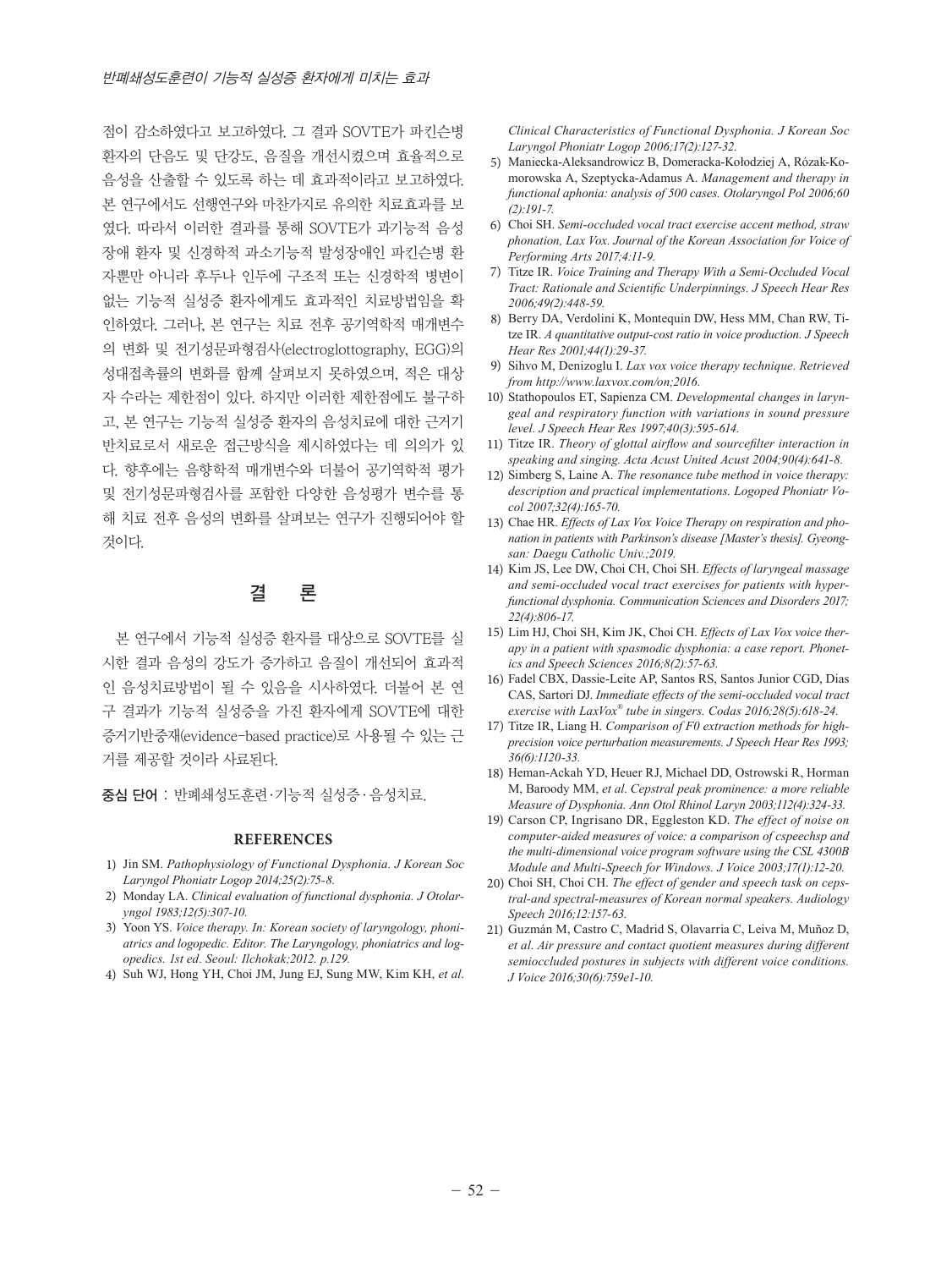점이 감소하였다고 보고하였다. 그 결과 SOVTE가 파킨슨병 환자의 단음도 및 단강도, 음질을 개선시켰으며 효율적으로 음성을 산출할 수 있도록 하는 데 효과적이라고 보고하였다. 본 연구에서도 선행연구와 마찬가지로 유의한 치료효과를 보였다. 따라서 이러한 결과를 통해 SOVTE가 과기능적 음성장애 환자 및 신경학적 과소기능적 발성장애인 파킨슨병 환자뿐만 아니라 후두나 인두에 구조적 또는 신경학적 병변이 없는 기능적 실성증 환자에게도 효과적인 치료방법임을 확인하였다. 그러나, 본 연구는 치료 전후 공기역학적 매개변수의 변화 및 전기성문파형검사(electroglottography, EGG)의 성대접촉률의 변화를 함께 살펴보지 못하였으며, 적은 대상자 수라는 제한점이 있다. 하지만 이러한 제한점에도 불구하고, 본 연구는 기능적 실성증 환자의 음성치료에 대한 근거기반치료로서 새로운 접근방식을 제시하였다는 데 의의가 있다. 향후에는 음향학적 매개변수와 더불어 공기역학적 평가 및 전기성문파형검사를 포함한 다양한 음성평가 변수를 통해 치료 전후 음성의 변화를 살펴보는 연구가 진행되어야 할 것이다.

## 결 론

본 연구에서 기능적 실성증 환자를 대상으로 SOVTE를 실시한 결과 음성의 강도가 증가하고 음질이 개선되어 효과적인 음성치료방법이 될 수 있음을 시사하였다. 더불어 본 연구 결과가 기능적 실성증을 가진 환자에게 SOVTE에 대한 증거기반중재(evidence-based practice)로 사용될 수 있는 근거를 제공할 것이라 사료된다.

**중심 단어**：반폐쇄성도훈련·기능적 실성증·음성치료.

## REFERENCES

1) Jin SM. *Pathophysiology of Functional Dysphonia. J Korean Soc Laryngol Phoniatr Logop 2014;25(2):75-8.*
2) Monday LA. *Clinical evaluation of functional dysphonia. J Otolaryngol 1983;12(5):307-10.*
3) Yoon YS. *Voice therapy. In: Korean society of laryngology, phoniatrics and logopedic. Editor. The Laryngology, phoniatrics and logopedics. 1st ed. Seoul: Ilchokak;2012. p.129.*
4) Suh WJ, Hong YH, Choi JM, Jung EJ, Sung MW, Kim KH, *et al. Clinical Characteristics of Functional Dysphonia. J Korean Soc Laryngol Phoniatr Logop 2006;17(2):127-32.*
5) Maniecka-Aleksandrowicz B, Domeracka-Kołodziej A, Rózak-Komorowska A, Szeptycka-Adamus A. *Management and therapy in functional aphonia: analysis of 500 cases. Otolaryngol Pol 2006;60(2):191-7.*
6) Choi SH. *Semi-occluded vocal tract exercise accent method, straw phonation, Lax Vox. Journal of the Korean Association for Voice of Performing Arts 2017;4:11-9.*
7) Titze IR. *Voice Training and Therapy With a Semi-Occluded Vocal Tract: Rationale and Scientific Underpinnings. J Speech Hear Res 2006;49(2):448-59.*
8) Berry DA, Verdolini K, Montequin DW, Hess MM, Chan RW, Titze IR. *A quantitative output-cost ratio in voice production. J Speech Hear Res 2001;44(1):29-37.*
9) Sihvo M, Denizoglu I. *Lax vox voice therapy technique. Retrieved from http://www.laxvox.com/on;2016.*
10) Stathopoulos ET, Sapienza CM. *Developmental changes in laryngeal and respiratory function with variations in sound pressure level. J Speech Hear Res 1997;40(3):595-614.*
11) Titze IR. *Theory of glottal airflow and sourcefilter interaction in speaking and singing. Acta Acust United Acust 2004;90(4):641-8.*
12) Simberg S, Laine A. *The resonance tube method in voice therapy: description and practical implementations. Logoped Phoniatr Vocol 2007;32(4):165-70.*
13) Chae HR. *Effects of Lax Vox Voice Therapy on respiration and phonation in patients with Parkinson's disease [Master's thesis]. Gyeongsan: Daegu Catholic Univ.;2019.*
14) Kim JS, Lee DW, Choi CH, Choi SH. *Effects of laryngeal massage and semi-occluded vocal tract exercises for patients with hyperfunctional dysphonia. Communication Sciences and Disorders 2017;22(4):806-17.*
15) Lim HJ, Choi SH, Kim JK, Choi CH. *Effects of Lax Vox voice therapy in a patient with spasmodic dysphonia: a case report. Phonetics and Speech Sciences 2016;8(2):57-63.*
16) Fadel CBX, Dassie-Leite AP, Santos RS, Santos Junior CGD, Dias CAS, Sartori DJ. *Immediate effects of the semi-occluded vocal tract exercise with LaxVox® tube in singers. Codas 2016;28(5):618-24.*
17) Titze IR, Liang H. *Comparison of F0 extraction methods for high-precision voice perturbation measurements. J Speech Hear Res 1993;36(6):1120-33.*
18) Heman-Ackah YD, Heuer RJ, Michael DD, Ostrowski R, Horman M, Baroody MM, *et al. Cepstral peak prominence: a more reliable Measure of Dysphonia. Ann Otol Rhinol Laryn 2003;112(4):324-33.*
19) Carson CP, Ingrisano DR, Eggleston KD. *The effect of noise on computer-aided measures of voice: a comparison of cspeechsp and the multi-dimensional voice program software using the CSL 4300B Module and Multi-Speech for Windows. J Voice 2003;17(1):12-20.*
20) Choi SH, Choi CH. *The effect of gender and speech task on cepstral-and spectral-measures of Korean normal speakers. Audiology Speech 2016;12:157-63.*
21) Guzmán M, Castro C, Madrid S, Olavarria C, Leiva M, Muñoz D, *et al. Air pressure and contact quotient measures during different semioccluded postures in subjects with different voice conditions. J Voice 2016;30(6):759e1-10.*